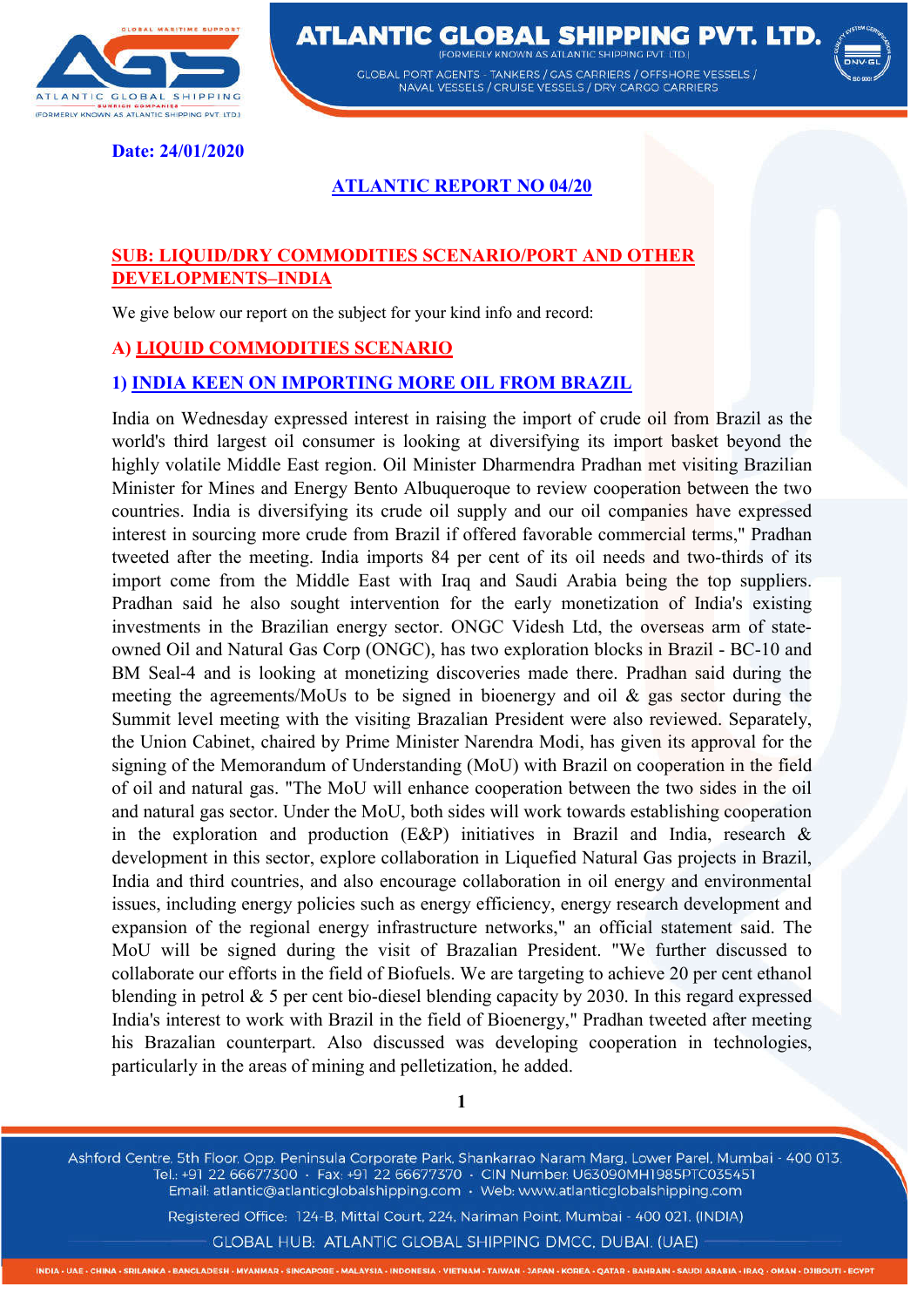**Date: 24/01/2020**

# ATLANTIC REPORT NO 04/20

## SUB: LIQUID/DRY COMMODITIES SCENARIO/PORT AND OTHER DEVELOPMENTS–INDIA

We give below our report on the subject for your kind info and record:

## A) LIQUID COMMODITIES SCENARIO

### 1) INDIA KEEN ON IMPORTING MORE OIL FROM BRAZIL

India on Wednesday expressed interest in raising the import of crude oil from Brazil as the world's third largest oil consumer is looking at diversifying its import basket beyond the highly volatile Middle East region. Oil Minister Dharmendra Pradhan met visiting Brazilian Minister for Mines and Energy Bento Albuqueroque to review cooperation between the two countries. India is diversifying its crude oil supply and our oil companies have expressed interest in sourcing more crude from Brazil if offered favorable commercial terms," Pradhan tweeted after the meeting. India imports 84 per cent of its oil needs and two-thirds of its import come from the Middle East with Iraq and Saudi Arabia being the top suppliers. Pradhan said he also sought intervention for the early monetization of India's existing investments in the Brazilian energy sector. ONGC Videsh Ltd, the overseas arm of state-owned Oil and Natural Gas Corp (ONGC), has two exploration blocks in Brazil - BC-10 and BM Seal-4 and is looking at monetizing discoveries made there. Pradhan said during the meeting the agreements/MoUs to be signed in bioenergy and oil & gas sector during the Summit level meeting with the visiting Brazalian President were also reviewed. Separately, the Union Cabinet, chaired by Prime Minister Narendra Modi, has given its approval for the signing of the Memorandum of Understanding (MoU) with Brazil on cooperation in the field of oil and natural gas. "The MoU will enhance cooperation between the two sides in the oil and natural gas sector. Under the MoU, both sides will work towards establishing cooperation in the exploration and production (E&P) initiatives in Brazil and India, research & development in this sector, explore collaboration in Liquefied Natural Gas projects in Brazil, India and third countries, and also encourage collaboration in oil energy and environmental issues, including energy policies such as energy efficiency, energy research development and expansion of the regional energy infrastructure networks," an official statement said. The MoU will be signed during the visit of Brazalian President. "We further discussed to collaborate our efforts in the field of Biofuels. We are targeting to achieve 20 per cent ethanol blending in petrol & 5 per cent bio-diesel blending capacity by 2030. In this regard expressed India's interest to work with Brazil in the field of Bioenergy," Pradhan tweeted after meeting his Brazalian counterpart. Also discussed was developing cooperation in technologies, particularly in the areas of mining and pelletization, he added.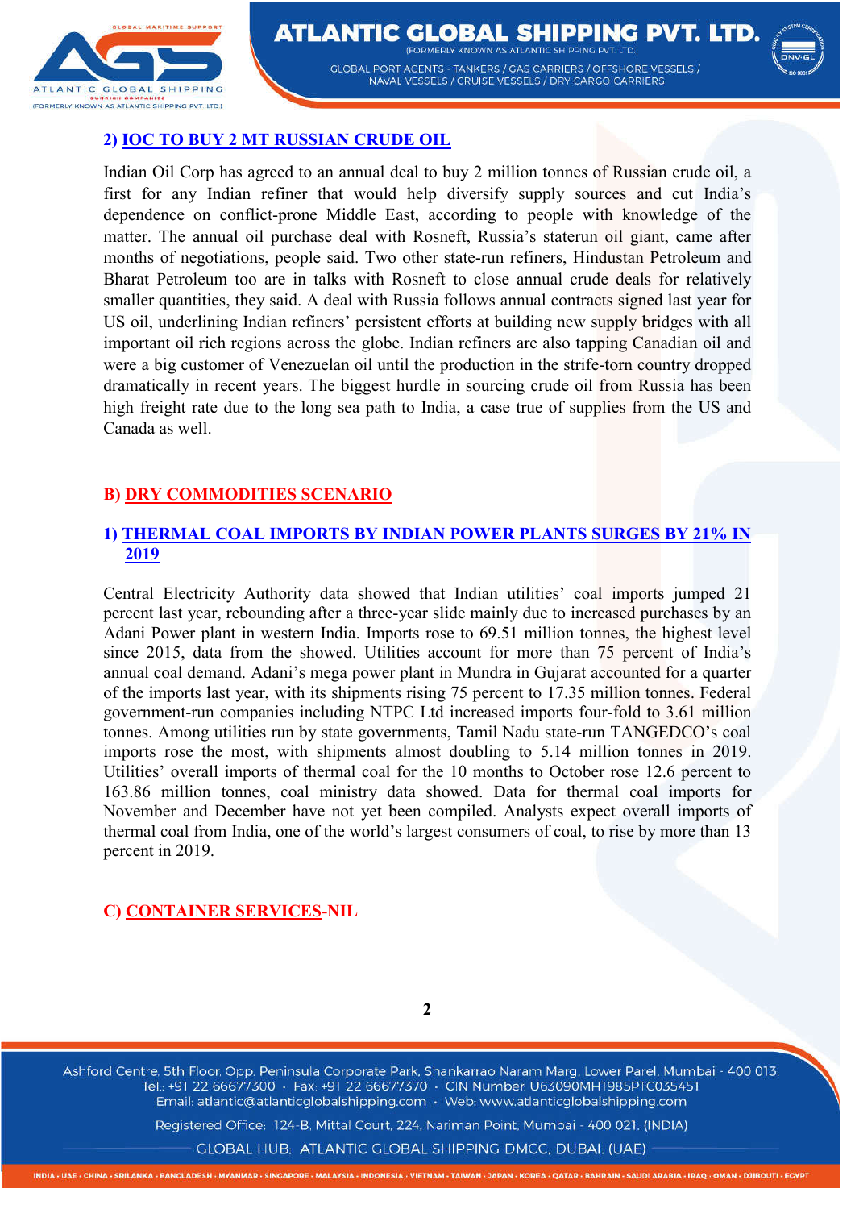## 2) IOC TO BUY 2 MT RUSSIAN CRUDE OIL

Indian Oil Corp has agreed to an annual deal to buy 2 million tonnes of Russian crude oil, a first for any Indian refiner that would help diversify supply sources and cut India's dependence on conflict-prone Middle East, according to people with knowledge of the matter. The annual oil purchase deal with Rosneft, Russia's staterun oil giant, came after months of negotiations, people said. Two other state-run refiners, Hindustan Petroleum and Bharat Petroleum too are in talks with Rosneft to close annual crude deals for relatively smaller quantities, they said. A deal with Russia follows annual contracts signed last year for US oil, underlining Indian refiners' persistent efforts at building new supply bridges with all important oil rich regions across the globe. Indian refiners are also tapping Canadian oil and were a big customer of Venezuelan oil until the production in the strife-torn country dropped dramatically in recent years. The biggest hurdle in sourcing crude oil from Russia has been high freight rate due to the long sea path to India, a case true of supplies from the US and Canada as well.

## B) DRY COMMODITIES SCENARIO

### 1) THERMAL COAL IMPORTS BY INDIAN POWER PLANTS SURGES BY 21% IN 2019

Central Electricity Authority data showed that Indian utilities' coal imports jumped 21 percent last year, rebounding after a three-year slide mainly due to increased purchases by an Adani Power plant in western India. Imports rose to 69.51 million tonnes, the highest level since 2015, data from the showed. Utilities account for more than 75 percent of India's annual coal demand. Adani's mega power plant in Mundra in Gujarat accounted for a quarter of the imports last year, with its shipments rising 75 percent to 17.35 million tonnes. Federal government-run companies including NTPC Ltd increased imports four-fold to 3.61 million tonnes. Among utilities run by state governments, Tamil Nadu state-run TANGEDCO's coal imports rose the most, with shipments almost doubling to 5.14 million tonnes in 2019. Utilities' overall imports of thermal coal for the 10 months to October rose 12.6 percent to 163.86 million tonnes, coal ministry data showed. Data for thermal coal imports for November and December have not yet been compiled. Analysts expect overall imports of thermal coal from India, one of the world's largest consumers of coal, to rise by more than 13 percent in 2019.

## C) CONTAINER SERVICES-NIL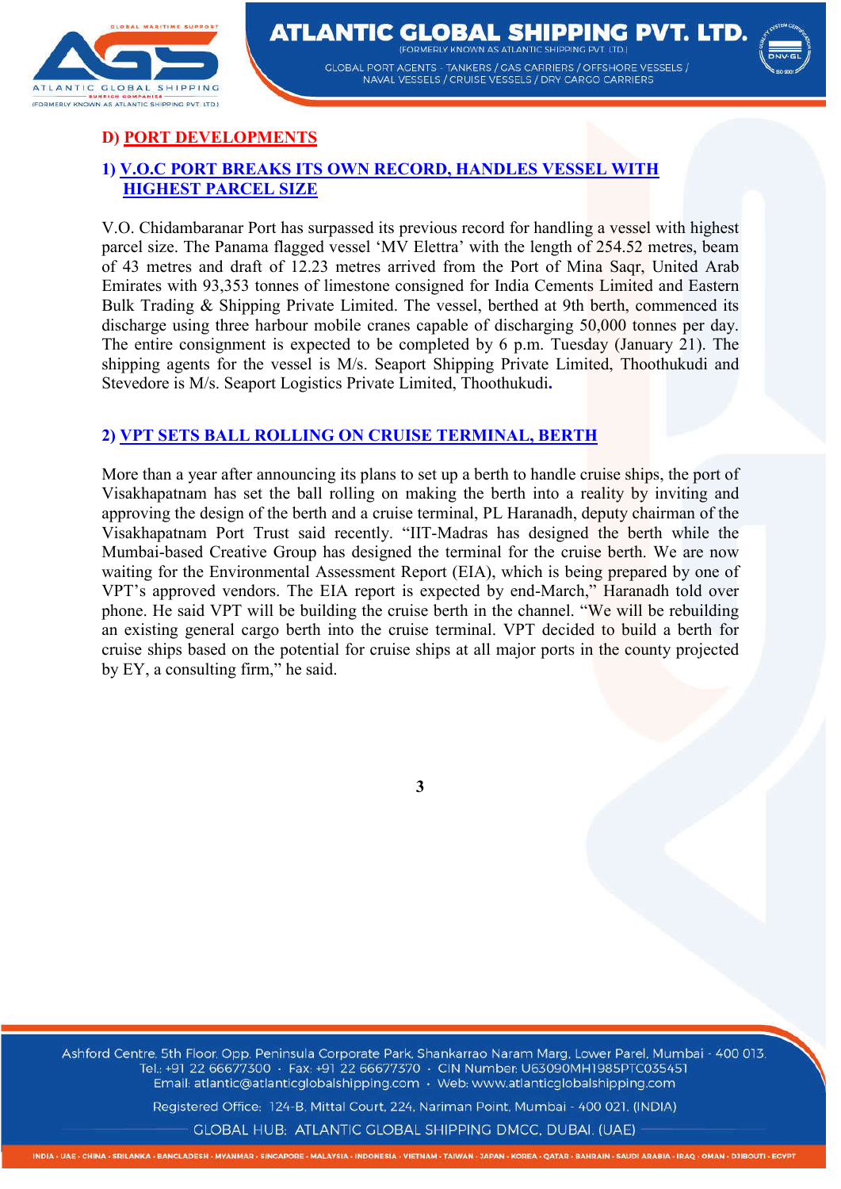## D) PORT DEVELOPMENTS

### 1) V.O.C PORT BREAKS ITS OWN RECORD, HANDLES VESSEL WITH HIGHEST PARCEL SIZE

V.O. Chidambaranar Port has surpassed its previous record for handling a vessel with highest parcel size. The Panama flagged vessel 'MV Elettra' with the length of 254.52 metres, beam of 43 metres and draft of 12.23 metres arrived from the Port of Mina Saqr, United Arab Emirates with 93,353 tonnes of limestone consigned for India Cements Limited and Eastern Bulk Trading & Shipping Private Limited. The vessel, berthed at 9th berth, commenced its discharge using three harbour mobile cranes capable of discharging 50,000 tonnes per day. The entire consignment is expected to be completed by 6 p.m. Tuesday (January 21). The shipping agents for the vessel is M/s. Seaport Shipping Private Limited, Thoothukudi and Stevedore is M/s. Seaport Logistics Private Limited, Thoothukudi.

### 2) VPT SETS BALL ROLLING ON CRUISE TERMINAL, BERTH

More than a year after announcing its plans to set up a berth to handle cruise ships, the port of Visakhapatnam has set the ball rolling on making the berth into a reality by inviting and approving the design of the berth and a cruise terminal, PL Haranadh, deputy chairman of the Visakhapatnam Port Trust said recently. "IIT-Madras has designed the berth while the Mumbai-based Creative Group has designed the terminal for the cruise berth. We are now waiting for the Environmental Assessment Report (EIA), which is being prepared by one of VPT's approved vendors. The EIA report is expected by end-March," Haranadh told over phone. He said VPT will be building the cruise berth in the channel. "We will be rebuilding an existing general cargo berth into the cruise terminal. VPT decided to build a berth for cruise ships based on the potential for cruise ships at all major ports in the county projected by EY, a consulting firm," he said.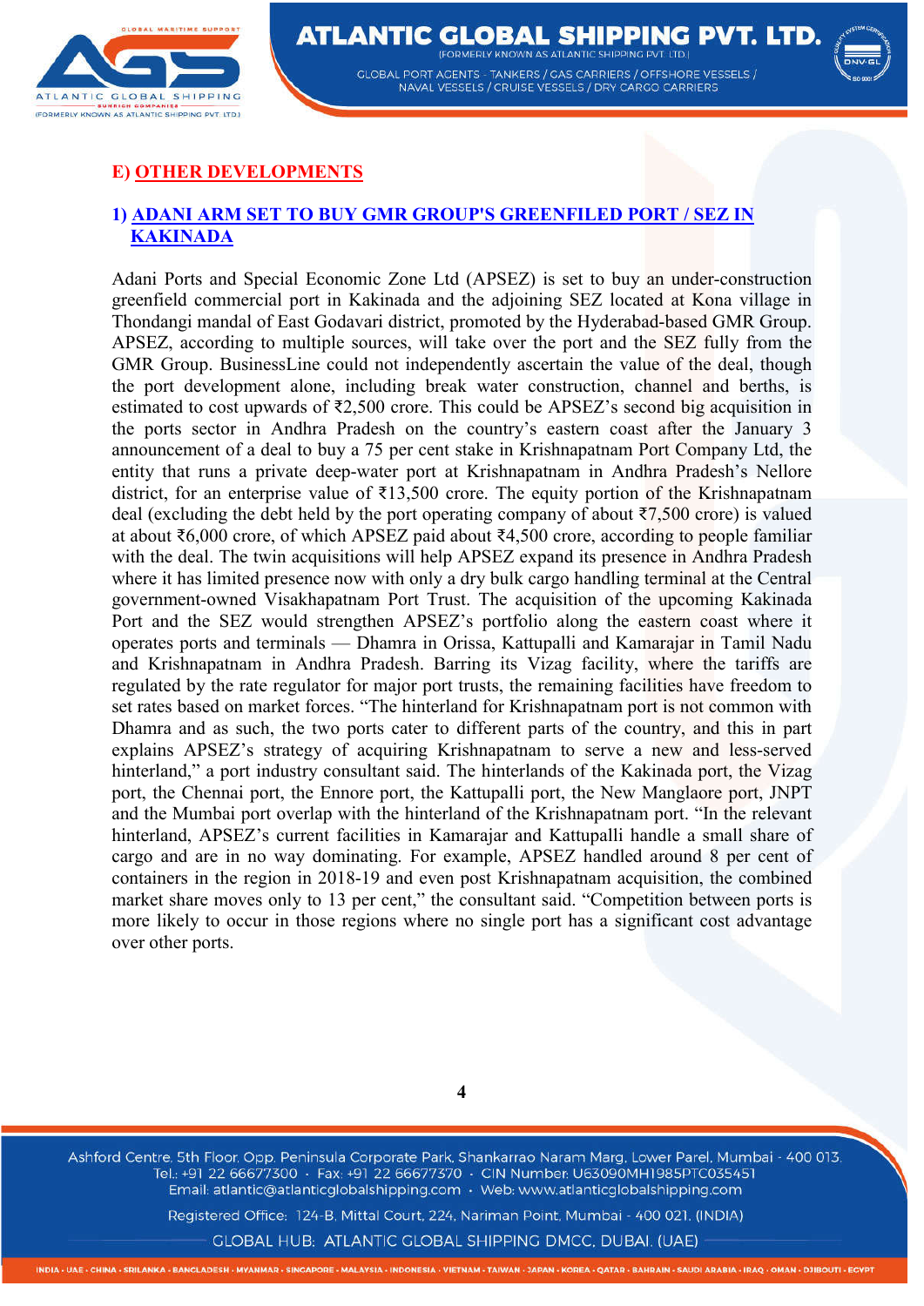## E) OTHER DEVELOPMENTS

### 1) ADANI ARM SET TO BUY GMR GROUP'S GREENFILED PORT / SEZ IN KAKINADA

Adani Ports and Special Economic Zone Ltd (APSEZ) is set to buy an under-construction greenfield commercial port in Kakinada and the adjoining SEZ located at Kona village in Thondangi mandal of East Godavari district, promoted by the Hyderabad-based GMR Group. APSEZ, according to multiple sources, will take over the port and the SEZ fully from the GMR Group. BusinessLine could not independently ascertain the value of the deal, though the port development alone, including break water construction, channel and berths, is estimated to cost upwards of ₹2,500 crore. This could be APSEZ's second big acquisition in the ports sector in Andhra Pradesh on the country's eastern coast after the January 3 announcement of a deal to buy a 75 per cent stake in Krishnapatnam Port Company Ltd, the entity that runs a private deep-water port at Krishnapatnam in Andhra Pradesh's Nellore district, for an enterprise value of ₹13,500 crore. The equity portion of the Krishnapatnam deal (excluding the debt held by the port operating company of about ₹7,500 crore) is valued at about ₹6,000 crore, of which APSEZ paid about ₹4,500 crore, according to people familiar with the deal. The twin acquisitions will help APSEZ expand its presence in Andhra Pradesh where it has limited presence now with only a dry bulk cargo handling terminal at the Central government-owned Visakhapatnam Port Trust. The acquisition of the upcoming Kakinada Port and the SEZ would strengthen APSEZ's portfolio along the eastern coast where it operates ports and terminals — Dhamra in Orissa, Kattupalli and Kamarajar in Tamil Nadu and Krishnapatnam in Andhra Pradesh. Barring its Vizag facility, where the tariffs are regulated by the rate regulator for major port trusts, the remaining facilities have freedom to set rates based on market forces. "The hinterland for Krishnapatnam port is not common with Dhamra and as such, the two ports cater to different parts of the country, and this in part explains APSEZ's strategy of acquiring Krishnapatnam to serve a new and less-served hinterland," a port industry consultant said. The hinterlands of the Kakinada port, the Vizag port, the Chennai port, the Ennore port, the Kattupalli port, the New Manglaore port, JNPT and the Mumbai port overlap with the hinterland of the Krishnapatnam port. "In the relevant hinterland, APSEZ's current facilities in Kamarajar and Kattupalli handle a small share of cargo and are in no way dominating. For example, APSEZ handled around 8 per cent of containers in the region in 2018-19 and even post Krishnapatnam acquisition, the combined market share moves only to 13 per cent," the consultant said. "Competition between ports is more likely to occur in those regions where no single port has a significant cost advantage over other ports.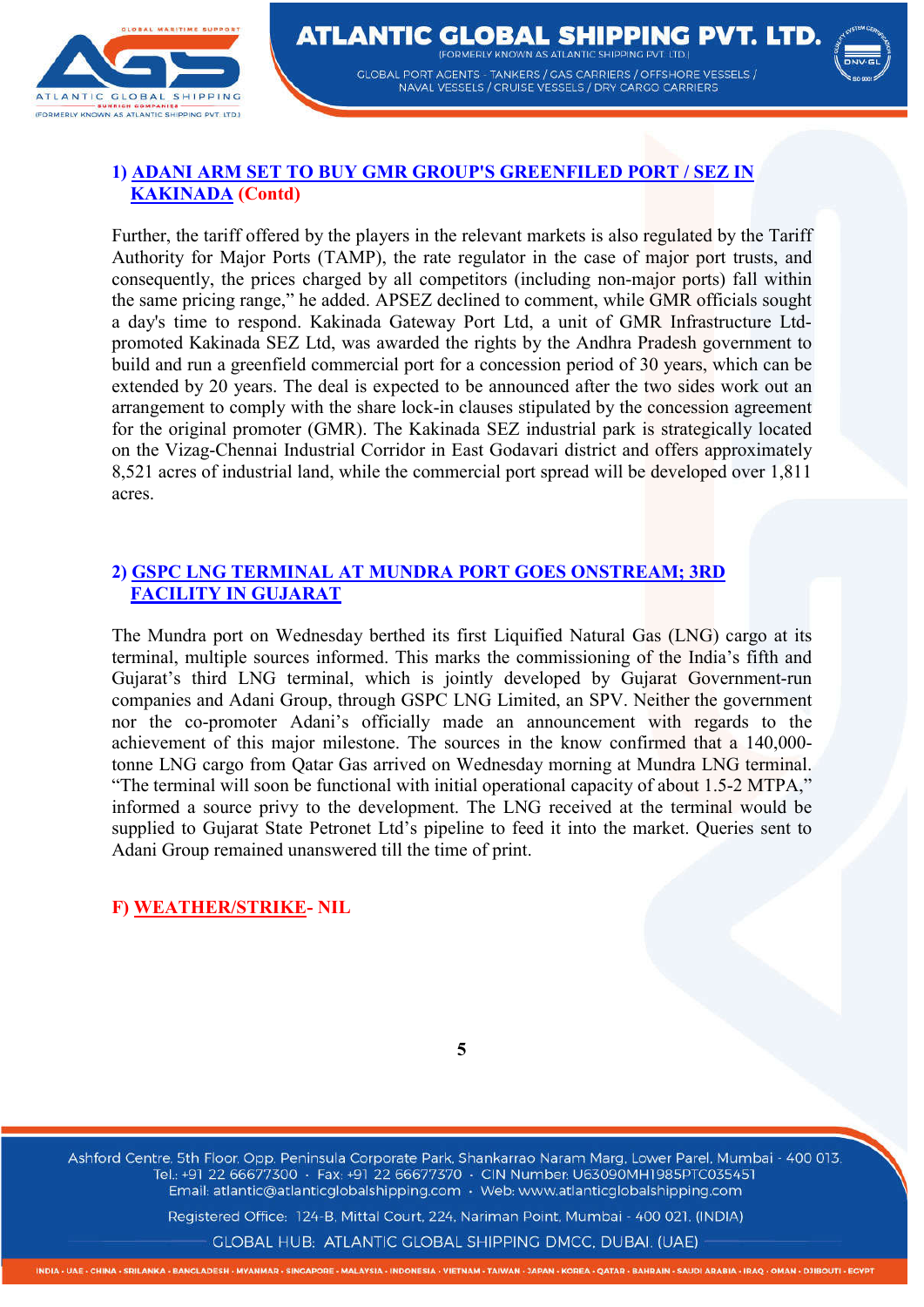### 1) ADANI ARM SET TO BUY GMR GROUP'S GREENFILED PORT / SEZ IN KAKINADA (Contd)

Further, the tariff offered by the players in the relevant markets is also regulated by the Tariff Authority for Major Ports (TAMP), the rate regulator in the case of major port trusts, and consequently, the prices charged by all competitors (including non-major ports) fall within the same pricing range," he added. APSEZ declined to comment, while GMR officials sought a day's time to respond. Kakinada Gateway Port Ltd, a unit of GMR Infrastructure Ltd-promoted Kakinada SEZ Ltd, was awarded the rights by the Andhra Pradesh government to build and run a greenfield commercial port for a concession period of 30 years, which can be extended by 20 years. The deal is expected to be announced after the two sides work out an arrangement to comply with the share lock-in clauses stipulated by the concession agreement for the original promoter (GMR). The Kakinada SEZ industrial park is strategically located on the Vizag-Chennai Industrial Corridor in East Godavari district and offers approximately 8,521 acres of industrial land, while the commercial port spread will be developed over 1,811 acres.

### 2) GSPC LNG TERMINAL AT MUNDRA PORT GOES ONSTREAM; 3RD FACILITY IN GUJARAT

The Mundra port on Wednesday berthed its first Liquified Natural Gas (LNG) cargo at its terminal, multiple sources informed. This marks the commissioning of the India's fifth and Gujarat's third LNG terminal, which is jointly developed by Gujarat Government-run companies and Adani Group, through GSPC LNG Limited, an SPV. Neither the government nor the co-promoter Adani's officially made an announcement with regards to the achievement of this major milestone. The sources in the know confirmed that a 140,000-tonne LNG cargo from Qatar Gas arrived on Wednesday morning at Mundra LNG terminal. "The terminal will soon be functional with initial operational capacity of about 1.5-2 MTPA," informed a source privy to the development. The LNG received at the terminal would be supplied to Gujarat State Petronet Ltd's pipeline to feed it into the market. Queries sent to Adani Group remained unanswered till the time of print.

## F) WEATHER/STRIKE- NIL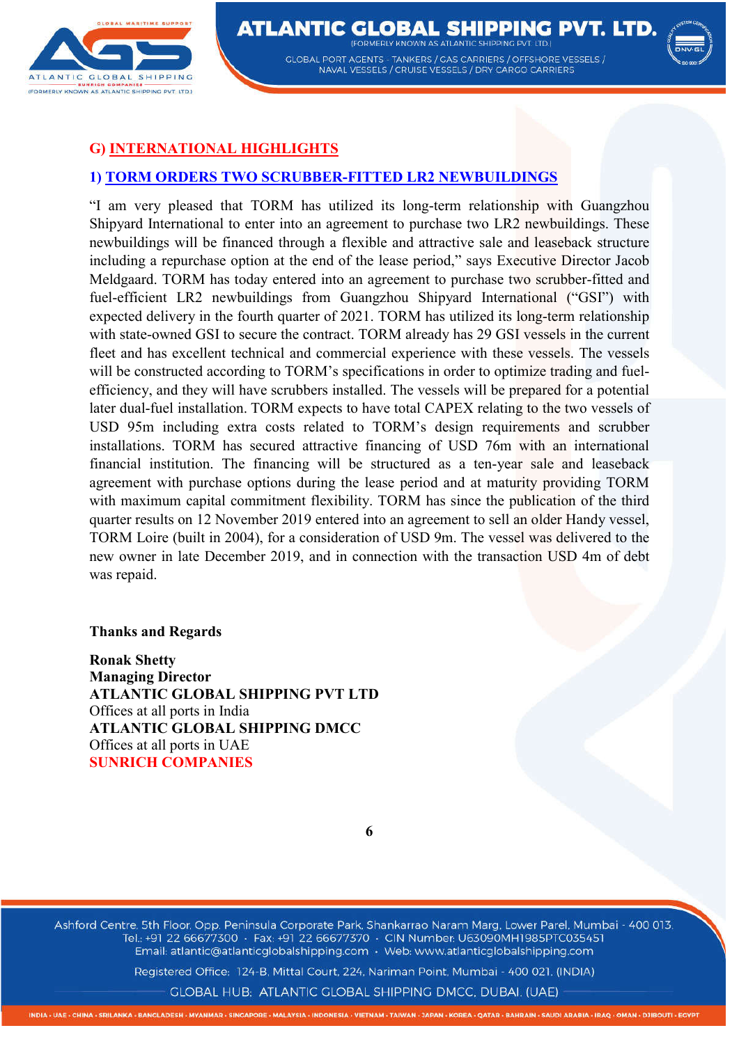## G) INTERNATIONAL HIGHLIGHTS

### 1) TORM ORDERS TWO SCRUBBER-FITTED LR2 NEWBUILDINGS

"I am very pleased that TORM has utilized its long-term relationship with Guangzhou Shipyard International to enter into an agreement to purchase two LR2 newbuildings. These newbuildings will be financed through a flexible and attractive sale and leaseback structure including a repurchase option at the end of the lease period," says Executive Director Jacob Meldgaard. TORM has today entered into an agreement to purchase two scrubber-fitted and fuel-efficient LR2 newbuildings from Guangzhou Shipyard International ("GSI") with expected delivery in the fourth quarter of 2021. TORM has utilized its long-term relationship with state-owned GSI to secure the contract. TORM already has 29 GSI vessels in the current fleet and has excellent technical and commercial experience with these vessels. The vessels will be constructed according to TORM's specifications in order to optimize trading and fuel-efficiency, and they will have scrubbers installed. The vessels will be prepared for a potential later dual-fuel installation. TORM expects to have total CAPEX relating to the two vessels of USD 95m including extra costs related to TORM's design requirements and scrubber installations. TORM has secured attractive financing of USD 76m with an international financial institution. The financing will be structured as a ten-year sale and leaseback agreement with purchase options during the lease period and at maturity providing TORM with maximum capital commitment flexibility. TORM has since the publication of the third quarter results on 12 November 2019 entered into an agreement to sell an older Handy vessel, TORM Loire (built in 2004), for a consideration of USD 9m. The vessel was delivered to the new owner in late December 2019, and in connection with the transaction USD 4m of debt was repaid.

**Thanks and Regards**

**Ronak Shetty**
**Managing Director**
**ATLANTIC GLOBAL SHIPPING PVT LTD**
Offices at all ports in India
**ATLANTIC GLOBAL SHIPPING DMCC**
Offices at all ports in UAE
**SUNRICH COMPANIES**